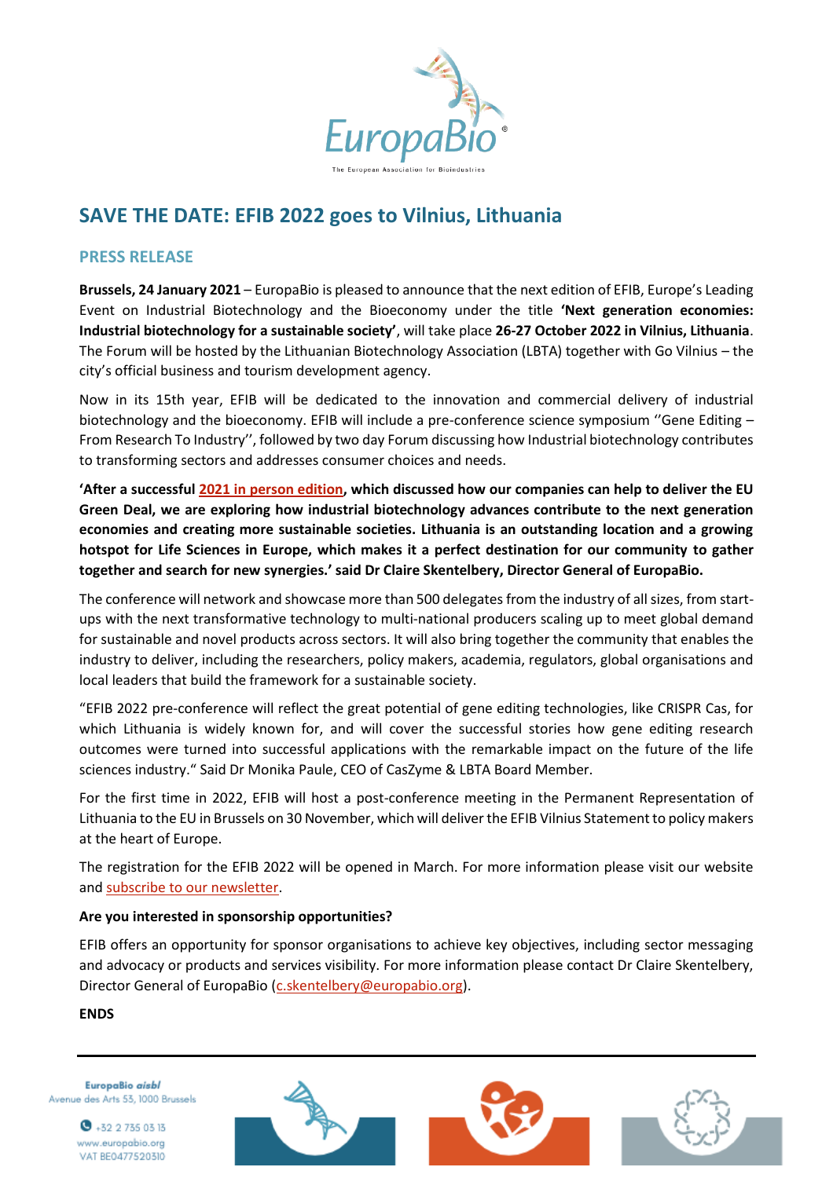# SAVE THE DATE: EFIB 2022 goes to Vilnius, Lithuania

## PRESS RELEASE

**Brussels, 24 January 2021** – EuropaBio is pleased to announce that the next edition of EFIB, Europe's Leading Event on Industrial Biotechnology and the Bioeconomy under the title **'Next generation economies: Industrial biotechnology for a sustainable society'**, will take place **26-27 October 2022 in Vilnius, Lithuania**. The Forum will be hosted by the Lithuanian Biotechnology Association (LBTA) together with Go Vilnius – the city's official business and tourism development agency.

Now in its 15th year, EFIB will be dedicated to the innovation and commercial delivery of industrial biotechnology and the bioeconomy. EFIB will include a pre-conference science symposium ''Gene Editing – From Research To Industry'', followed by two day Forum discussing how Industrial biotechnology contributes to transforming sectors and addresses consumer choices and needs.

**'After a successful 2021 in person edition, which discussed how our companies can help to deliver the EU Green Deal, we are exploring how industrial biotechnology advances contribute to the next generation economies and creating more sustainable societies. Lithuania is an outstanding location and a growing hotspot for Life Sciences in Europe, which makes it a perfect destination for our community to gather together and search for new synergies.' said Dr Claire Skentelbery, Director General of EuropaBio.**

The conference will network and showcase more than 500 delegates from the industry of all sizes, from start-ups with the next transformative technology to multi-national producers scaling up to meet global demand for sustainable and novel products across sectors. It will also bring together the community that enables the industry to deliver, including the researchers, policy makers, academia, regulators, global organisations and local leaders that build the framework for a sustainable society.

"EFIB 2022 pre-conference will reflect the great potential of gene editing technologies, like CRISPR Cas, for which Lithuania is widely known for, and will cover the successful stories how gene editing research outcomes were turned into successful applications with the remarkable impact on the future of the life sciences industry." Said Dr Monika Paule, CEO of CasZyme & LBTA Board Member.

For the first time in 2022, EFIB will host a post-conference meeting in the Permanent Representation of Lithuania to the EU in Brussels on 30 November, which will deliver the EFIB Vilnius Statement to policy makers at the heart of Europe.

The registration for the EFIB 2022 will be opened in March. For more information please visit our website and subscribe to our newsletter.

**Are you interested in sponsorship opportunities?**

EFIB offers an opportunity for sponsor organisations to achieve key objectives, including sector messaging and advocacy or products and services visibility. For more information please contact Dr Claire Skentelbery, Director General of EuropaBio (c.skentelbery@europabio.org).

**ENDS**

EuropaBio *aisbl*
Avenue des Arts 53, 1000 Brussels
+32 2 735 03 13
www.europabio.org
VAT BE0477520310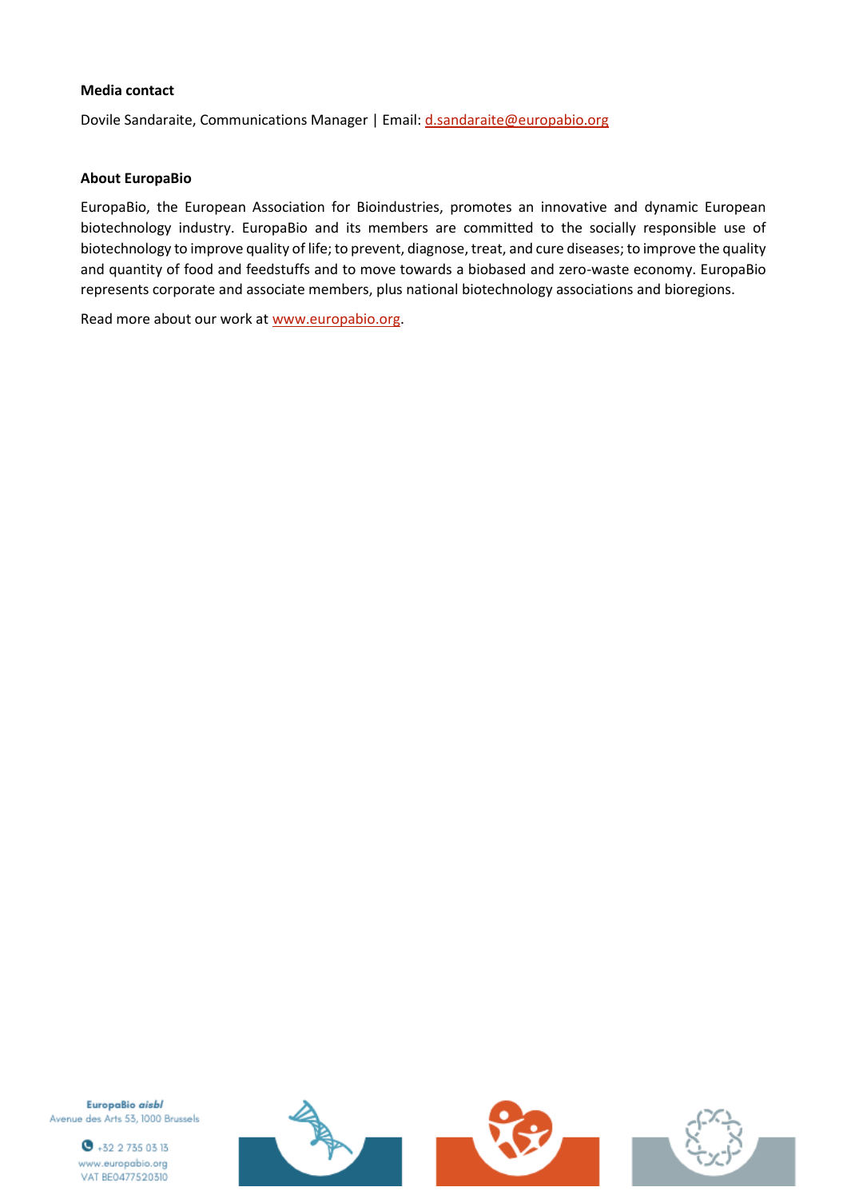**Media contact**

Dovile Sandaraite, Communications Manager | Email: d.sandaraite@europabio.org

**About EuropaBio**

EuropaBio, the European Association for Bioindustries, promotes an innovative and dynamic European biotechnology industry. EuropaBio and its members are committed to the socially responsible use of biotechnology to improve quality of life; to prevent, diagnose, treat, and cure diseases; to improve the quality and quantity of food and feedstuffs and to move towards a biobased and zero-waste economy. EuropaBio represents corporate and associate members, plus national biotechnology associations and bioregions.

Read more about our work at www.europabio.org.